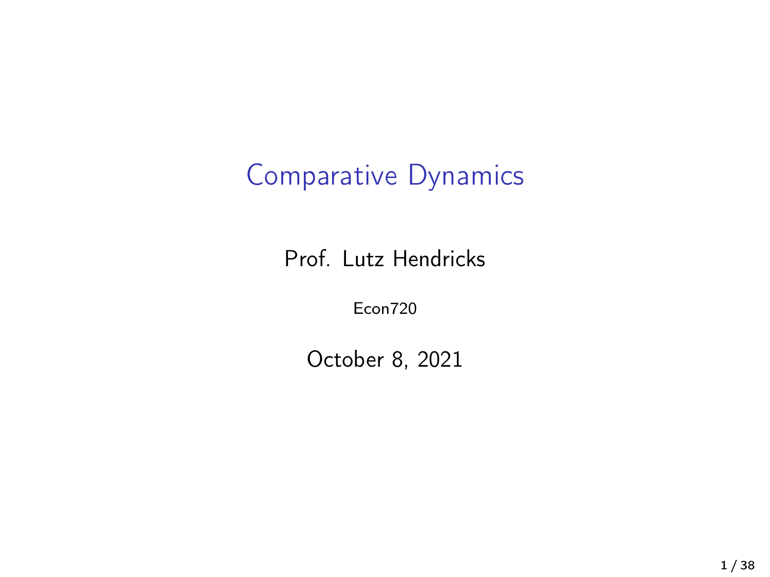# Comparative Dynamics

Prof. Lutz Hendricks

Econ720

October 8, 2021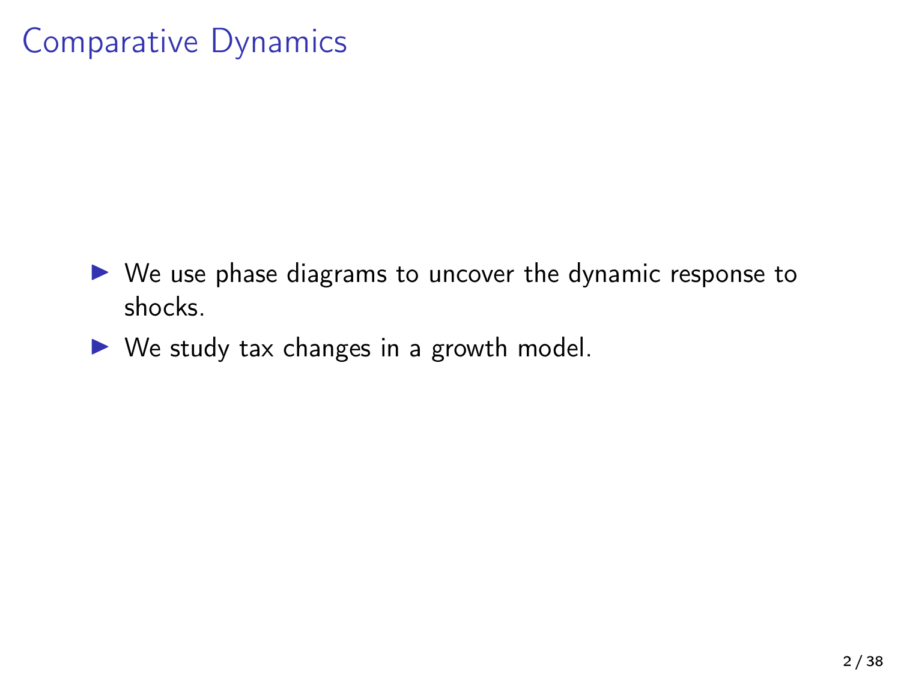# Comparative Dynamics

- We use phase diagrams to uncover the dynamic response to shocks.
- We study tax changes in a growth model.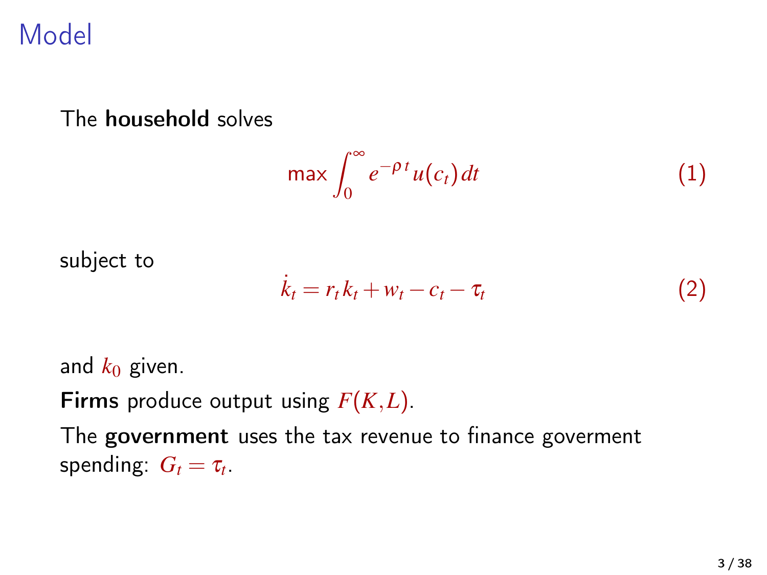# Model

The **household** solves

$$\max \int_0^\infty e^{-\rho t} u(c_t)\, dt \tag{1}$$

subject to

$$\dot{k}_t = r_t k_t + w_t - c_t - \tau_t \tag{2}$$

and $k_0$ given.

**Firms** produce output using $F(K,L)$.

The **government** uses the tax revenue to finance goverment spending: $G_t = \tau_t$.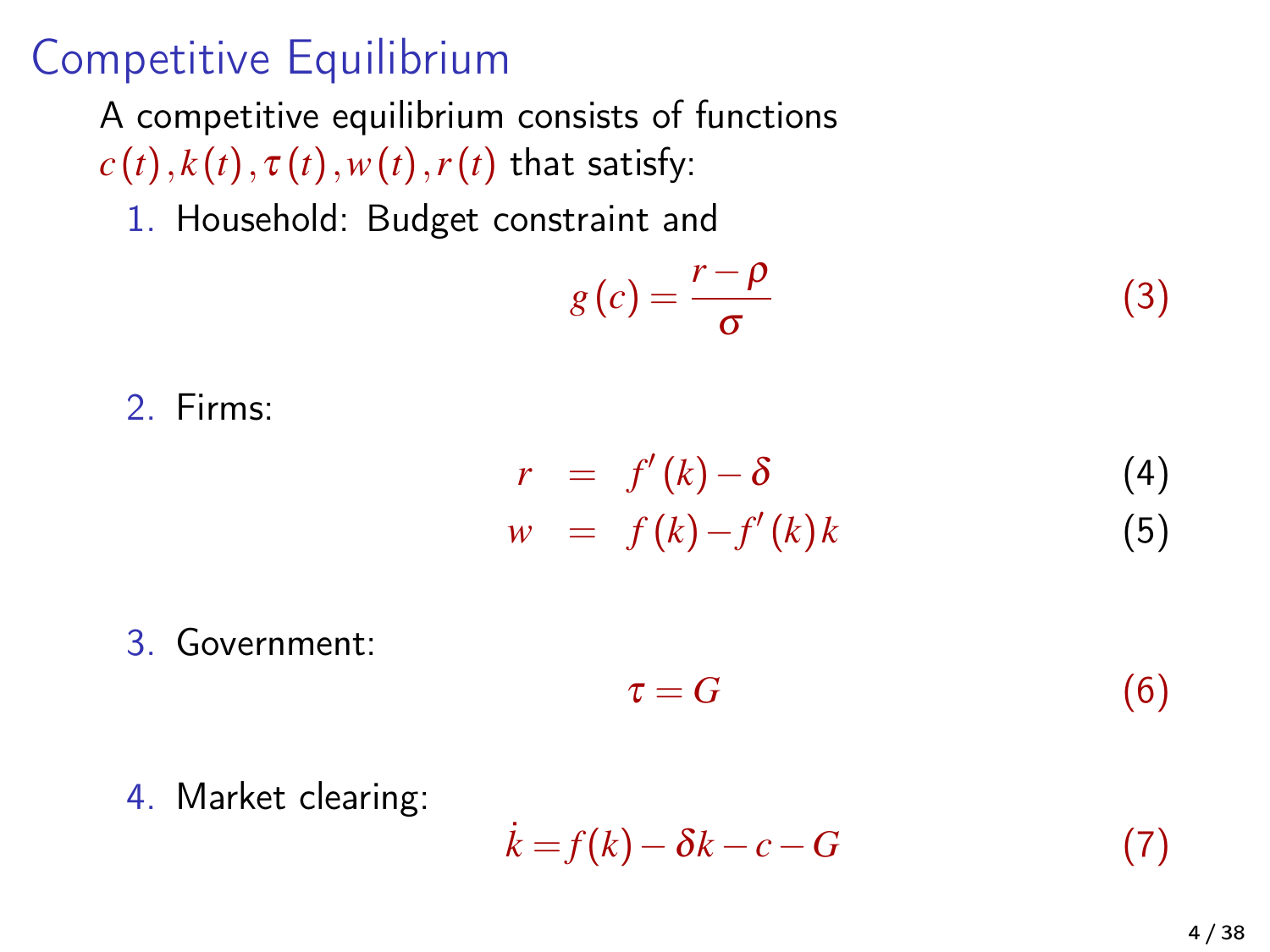# Competitive Equilibrium

A competitive equilibrium consists of functions $c(t), k(t), \tau(t), w(t), r(t)$ that satisfy:

1. Household: Budget constraint and

$$g(c) = \frac{r - \rho}{\sigma} \tag{3}$$

2. Firms:

$$r = f'(k) - \delta \tag{4}$$

$$w = f(k) - f'(k)k \tag{5}$$

3. Government:

$$\tau = G \tag{6}$$

4. Market clearing:

$$\dot{k} = f(k) - \delta k - c - G \tag{7}$$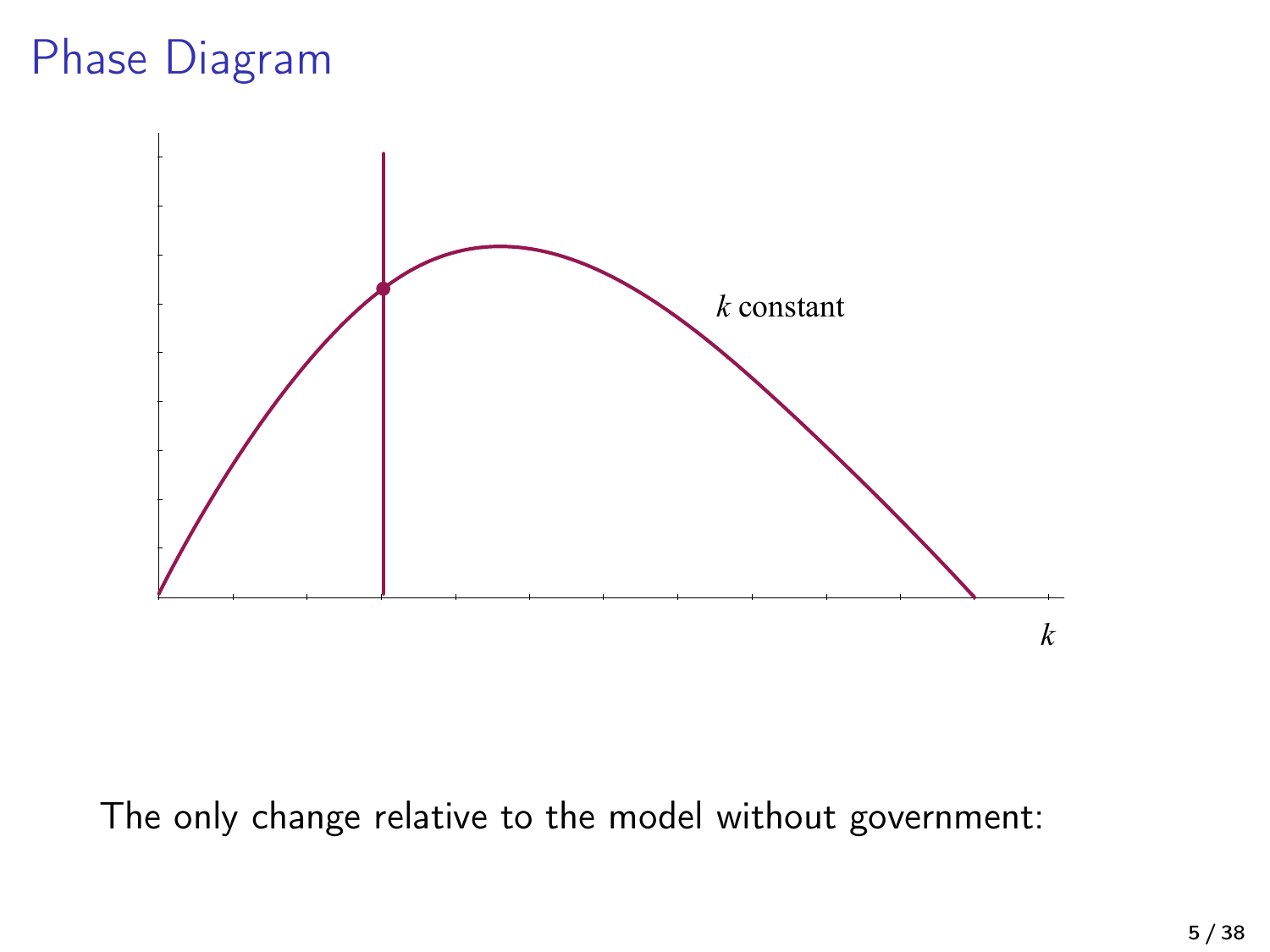# Phase Diagram

$k$ constant

$k$

The only change relative to the model without government: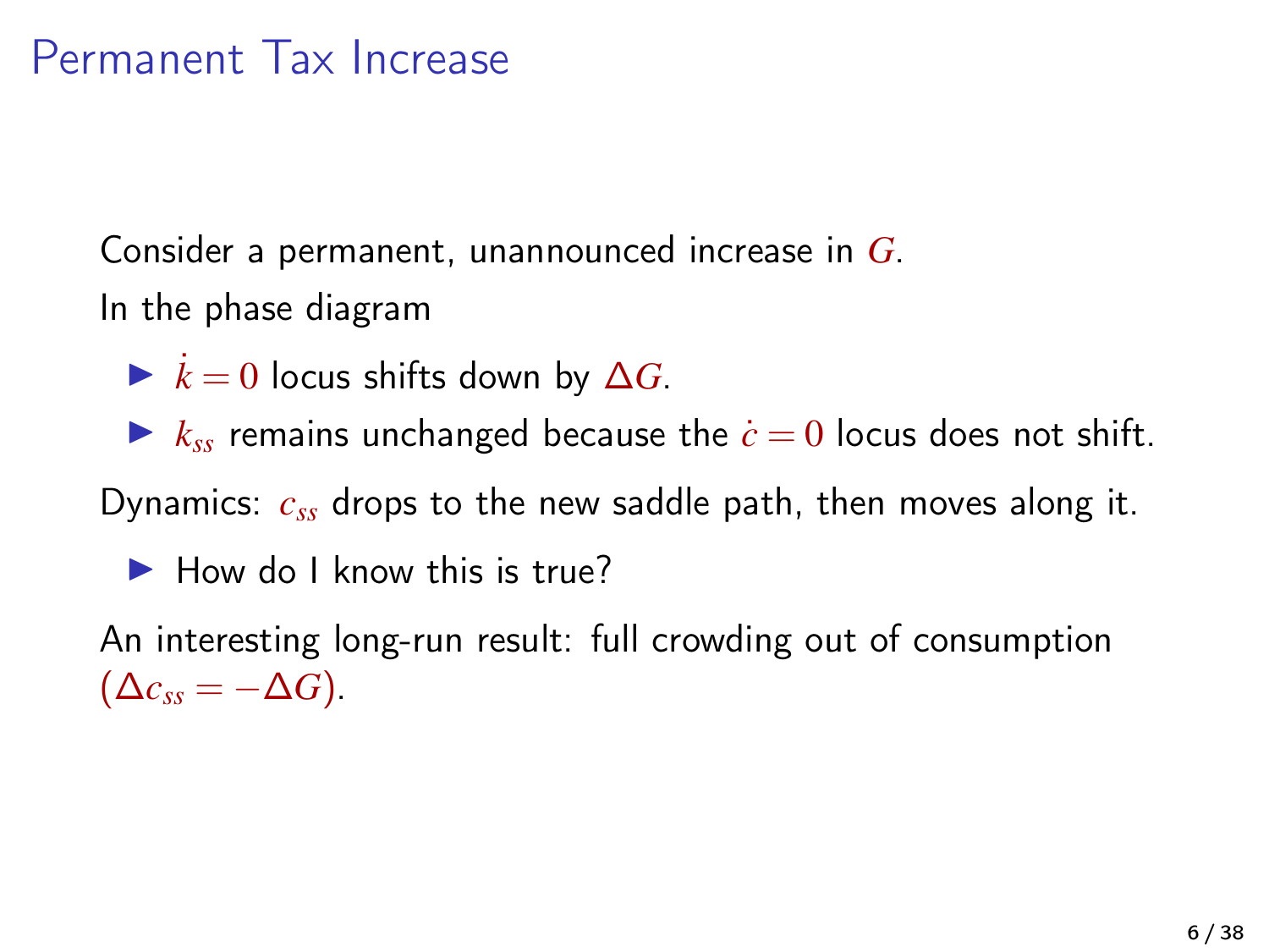# Permanent Tax Increase

Consider a permanent, unannounced increase in $G$.

In the phase diagram

- $\dot{k} = 0$ locus shifts down by $\Delta G$.
- $k_{ss}$ remains unchanged because the $\dot{c} = 0$ locus does not shift.

Dynamics: $c_{ss}$ drops to the new saddle path, then moves along it.

- How do I know this is true?

An interesting long-run result: full crowding out of consumption ($\Delta c_{ss} = -\Delta G$).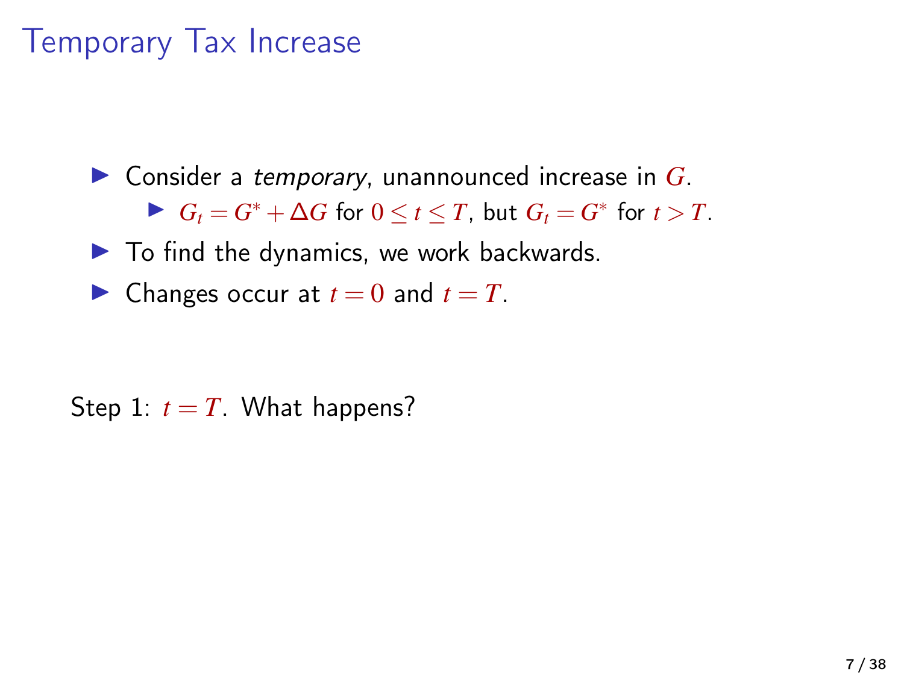# Temporary Tax Increase

- Consider a *temporary*, unannounced increase in $G$.
  - $G_t = G^* + \Delta G$ for $0 \leq t \leq T$, but $G_t = G^*$ for $t > T$.
- To find the dynamics, we work backwards.
- Changes occur at $t = 0$ and $t = T$.

Step 1: $t = T$. What happens?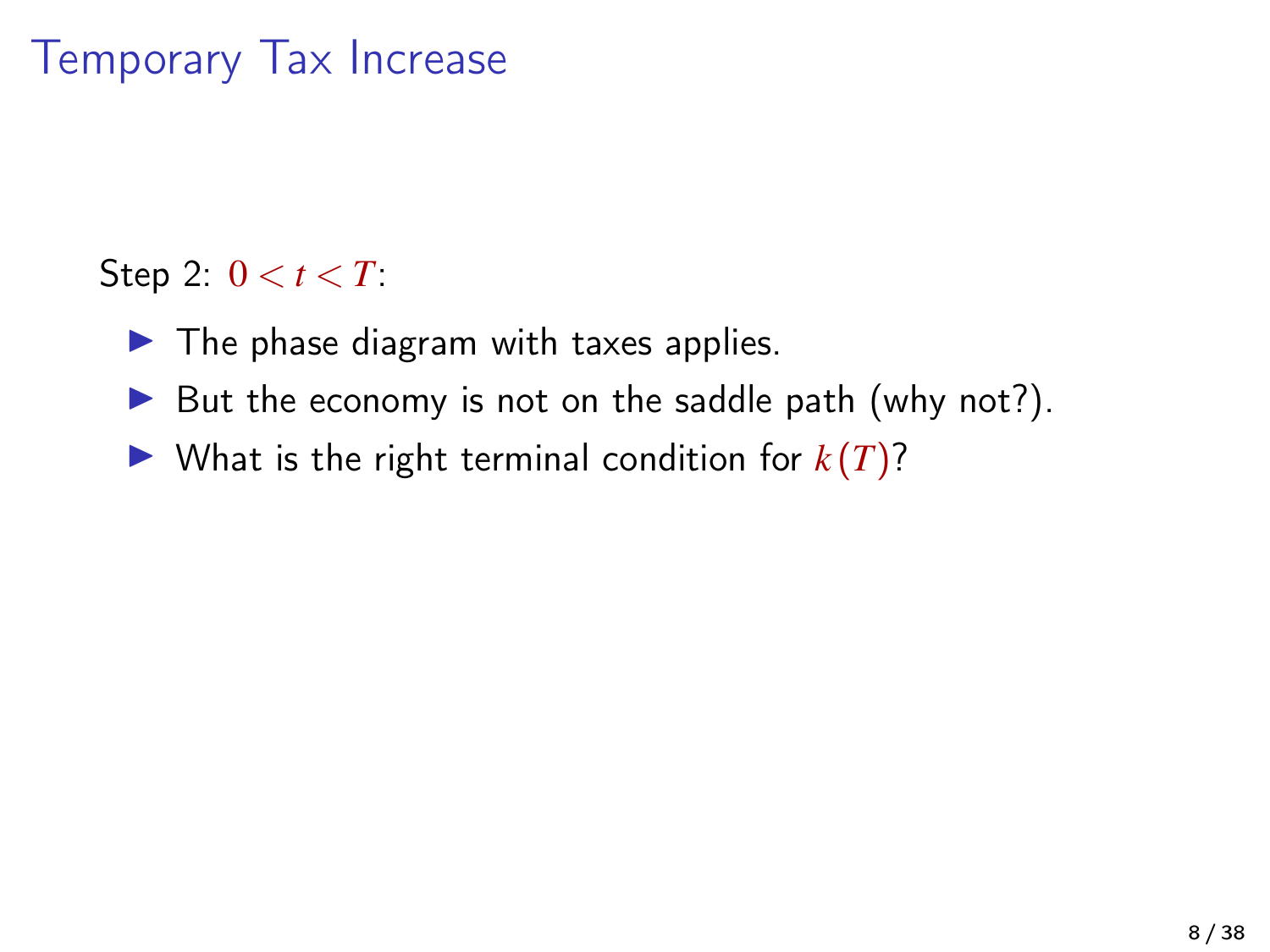# Temporary Tax Increase

Step 2: $0 < t < T$:

- The phase diagram with taxes applies.
- But the economy is not on the saddle path (why not?).
- What is the right terminal condition for $k(T)$?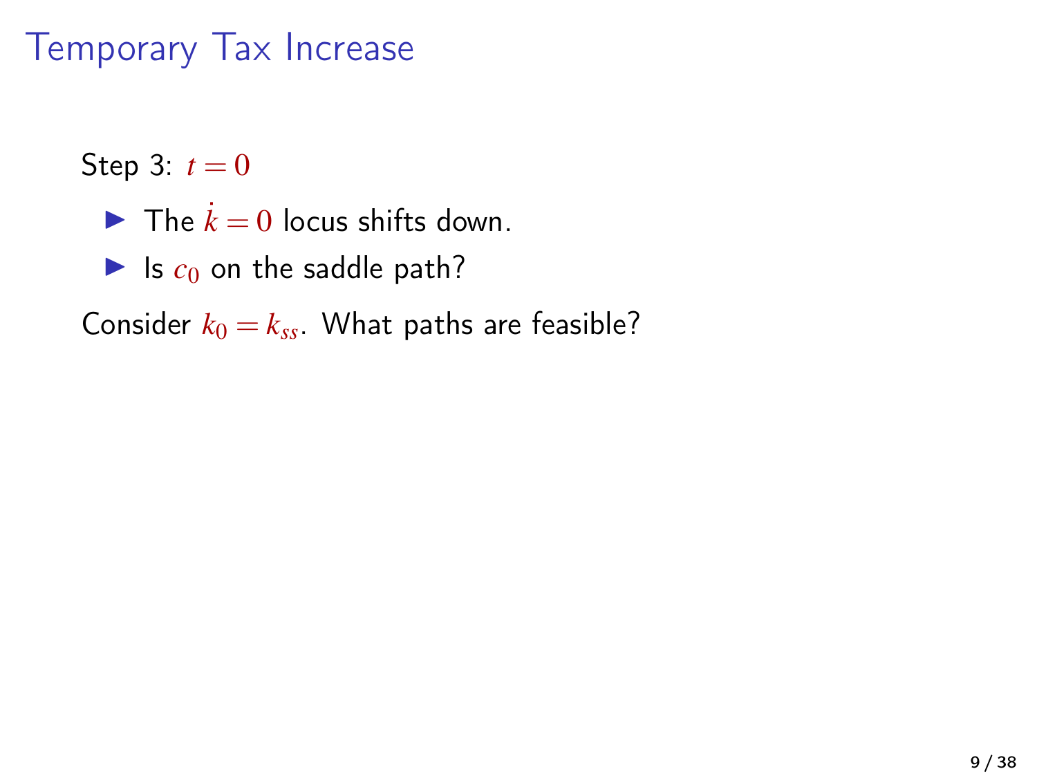# Temporary Tax Increase

Step 3: $t = 0$

- The $\dot{k} = 0$ locus shifts down.
- Is $c_0$ on the saddle path?

Consider $k_0 = k_{ss}$. What paths are feasible?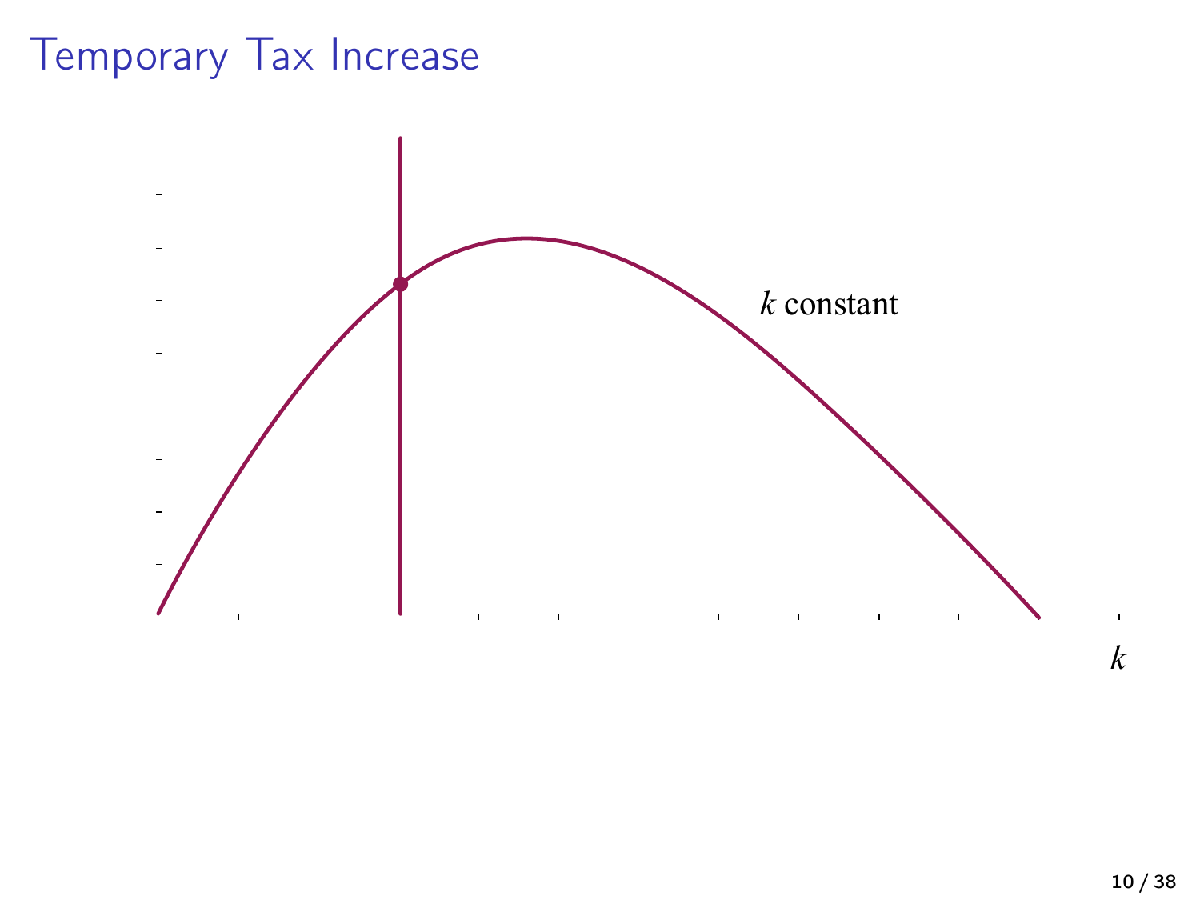# Temporary Tax Increase

$k$ constant

$k$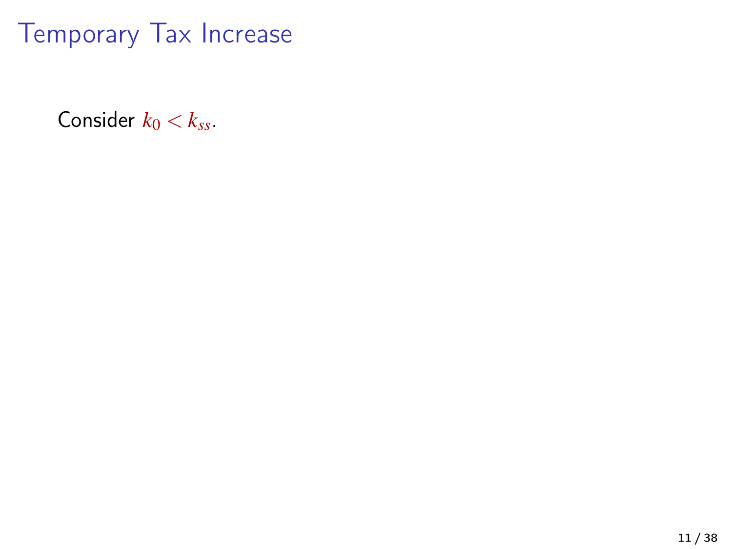# Temporary Tax Increase

Consider $k_0 < k_{ss}$.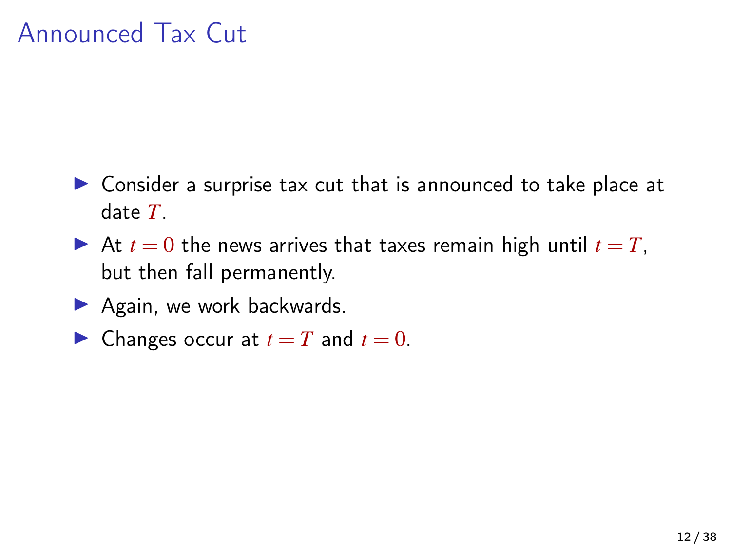# Announced Tax Cut

- Consider a surprise tax cut that is announced to take place at date $T$.
- At $t = 0$ the news arrives that taxes remain high until $t = T$, but then fall permanently.
- Again, we work backwards.
- Changes occur at $t = T$ and $t = 0$.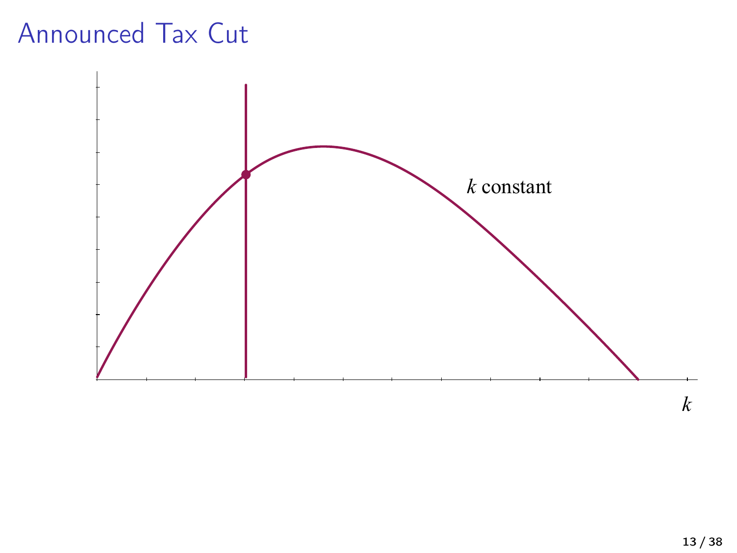# Announced Tax Cut

$k$ constant

$k$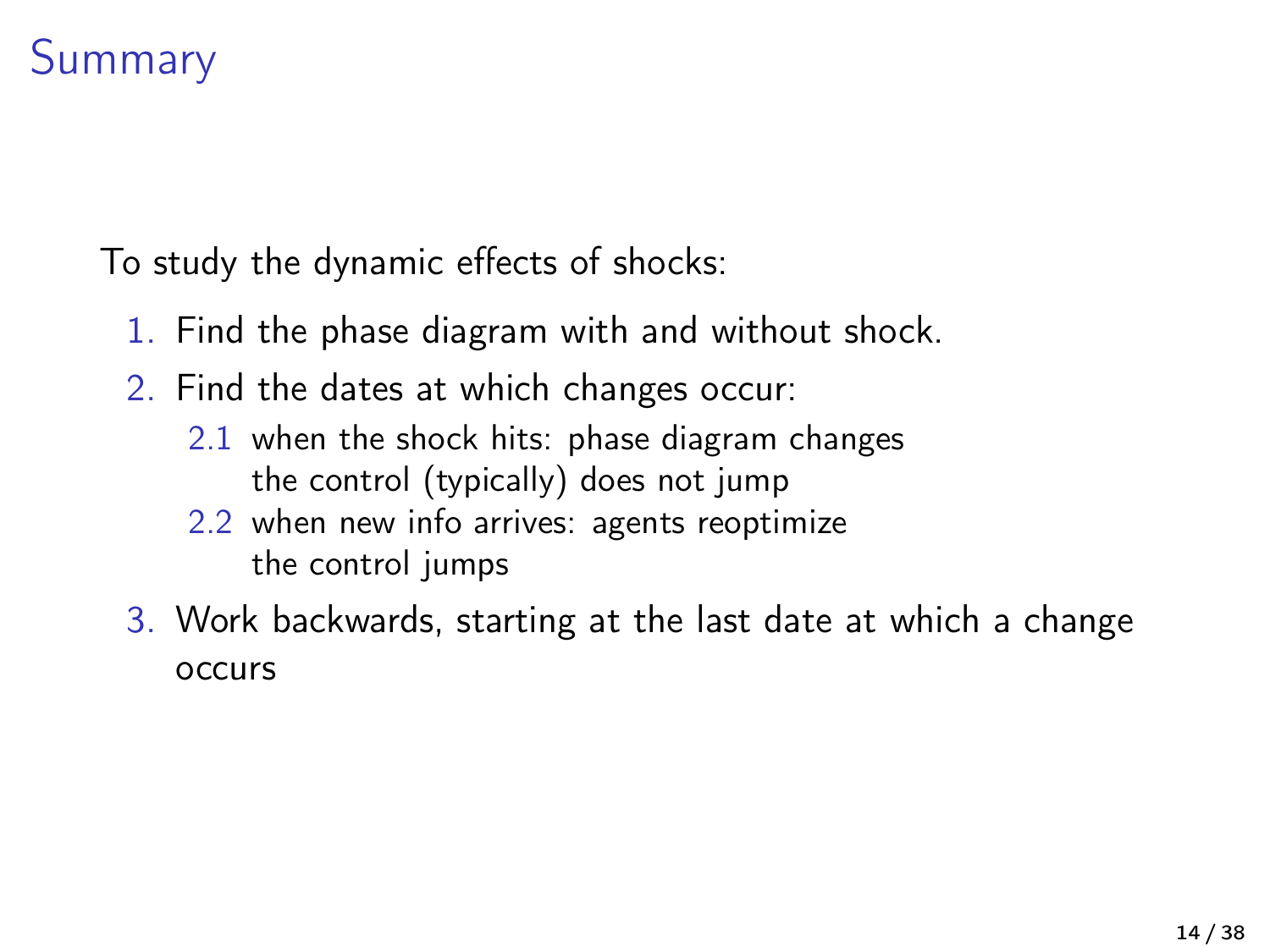# Summary

To study the dynamic effects of shocks:

1. Find the phase diagram with and without shock.
2. Find the dates at which changes occur:
   - 2.1 when the shock hits: phase diagram changes
     the control (typically) does not jump
   - 2.2 when new info arrives: agents reoptimize
     the control jumps
3. Work backwards, starting at the last date at which a change occurs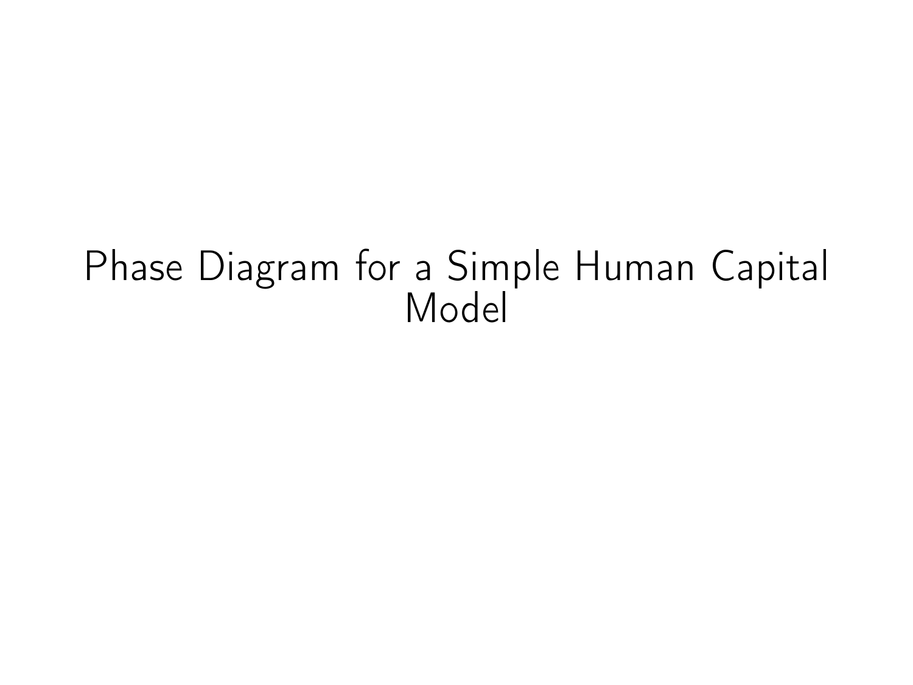# Phase Diagram for a Simple Human Capital Model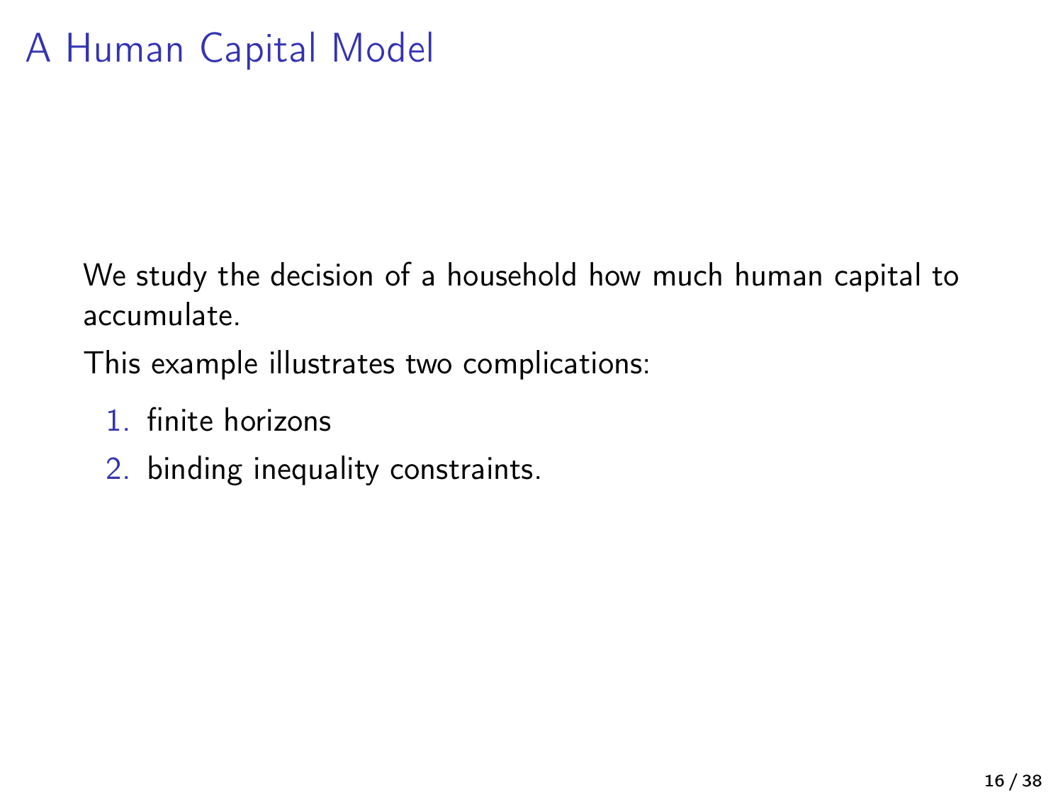# A Human Capital Model

We study the decision of a household how much human capital to accumulate.

This example illustrates two complications:

1. finite horizons
2. binding inequality constraints.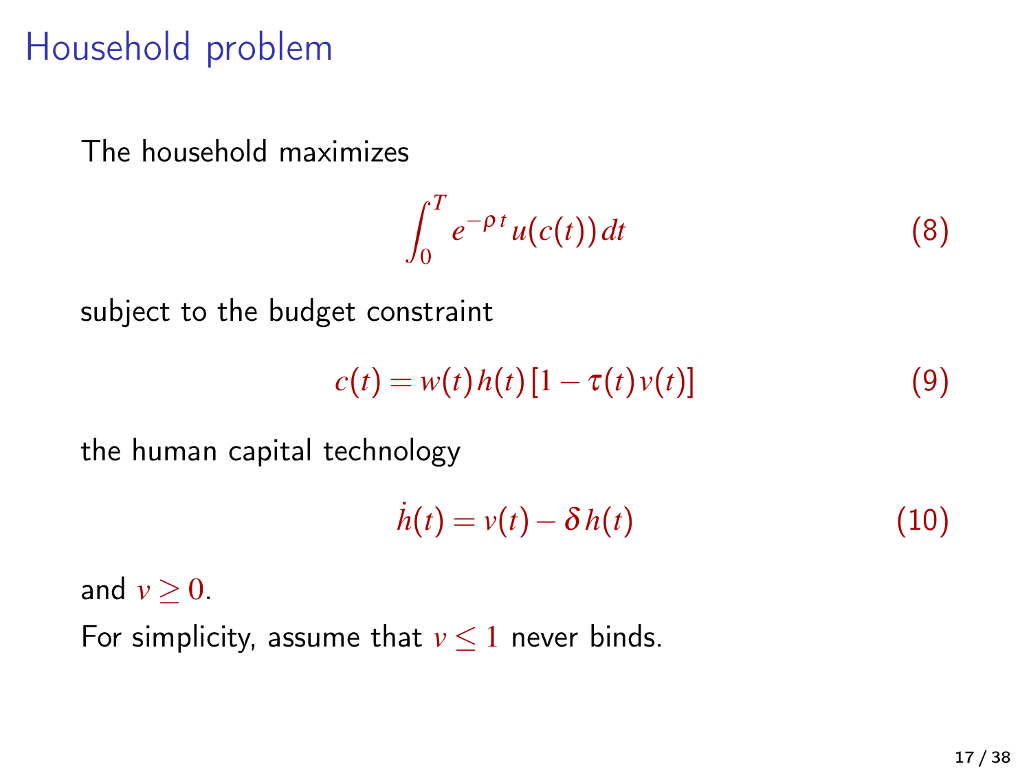# Household problem

The household maximizes

$$\int_0^T e^{-\rho t} u(c(t))\, dt \tag{8}$$

subject to the budget constraint

$$c(t) = w(t)\, h(t) \left[1 - \tau(t)\, v(t)\right] \tag{9}$$

the human capital technology

$$\dot{h}(t) = v(t) - \delta\, h(t) \tag{10}$$

and $v \geq 0$.

For simplicity, assume that $v \leq 1$ never binds.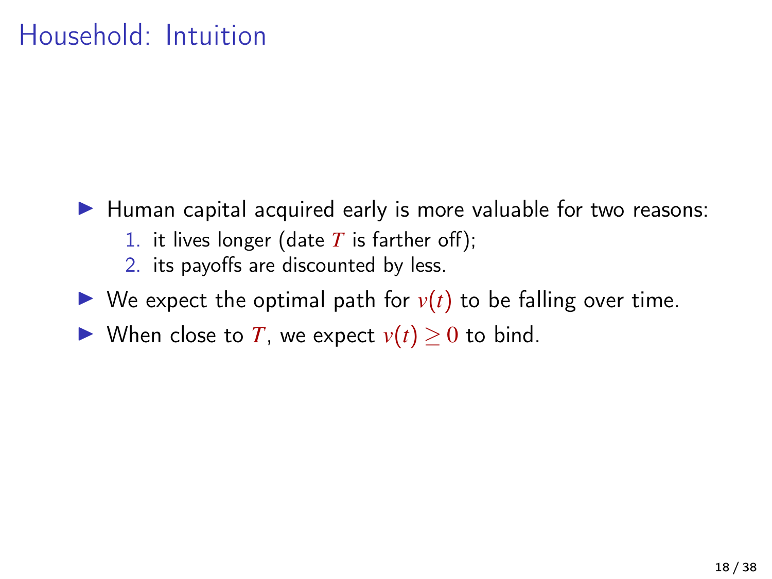# Household: Intuition

- Human capital acquired early is more valuable for two reasons:
  1. it lives longer (date $T$ is farther off);
  2. its payoffs are discounted by less.
- We expect the optimal path for $v(t)$ to be falling over time.
- When close to $T$, we expect $v(t) \geq 0$ to bind.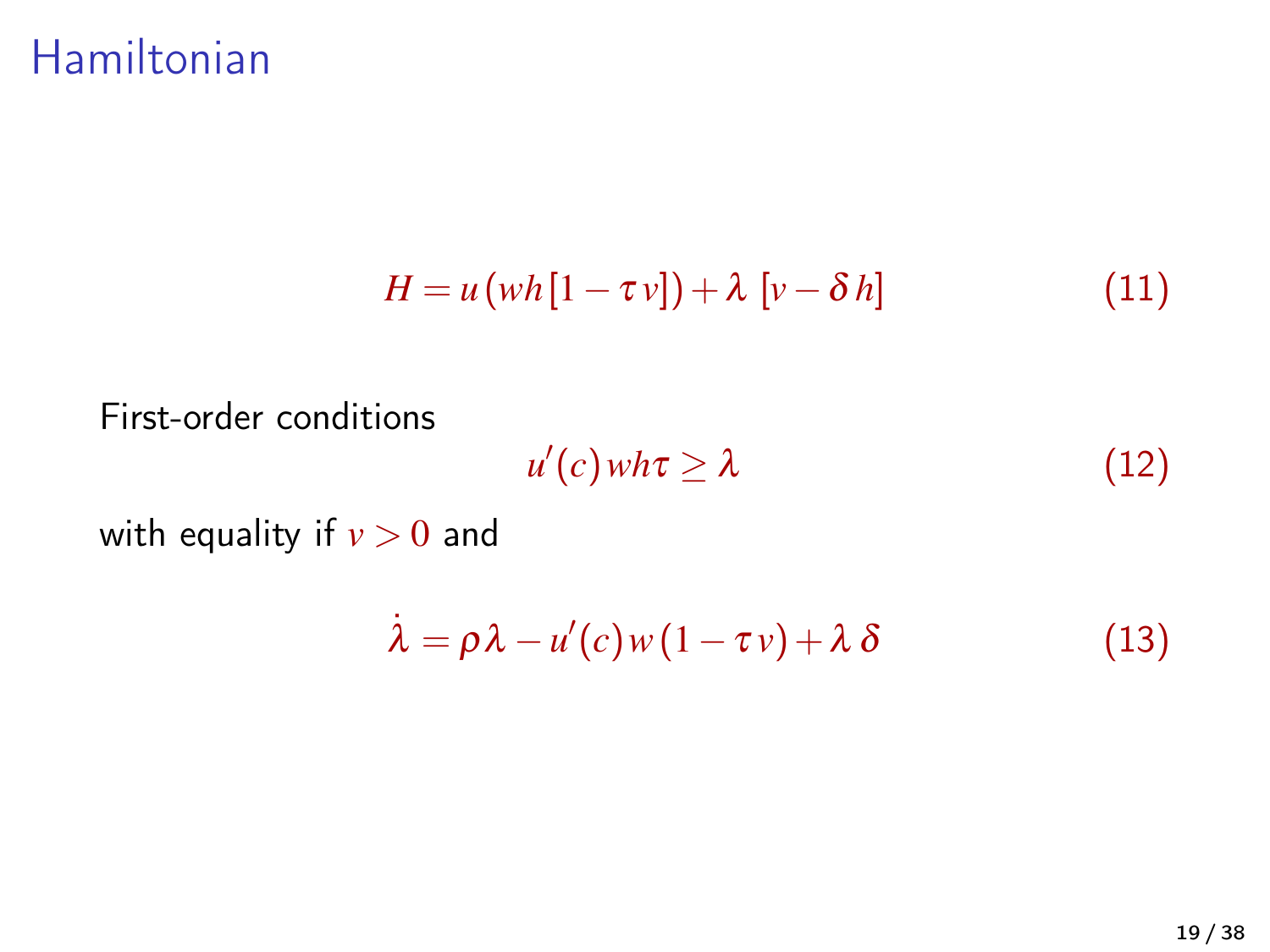# Hamiltonian

$$H = u(wh[1 - \tau v]) + \lambda \; [v - \delta h] \tag{11}$$

First-order conditions

$$u'(c)wh\tau \geq \lambda \tag{12}$$

with equality if $v > 0$ and

$$\dot{\lambda} = \rho\lambda - u'(c)w(1 - \tau v) + \lambda\,\delta \tag{13}$$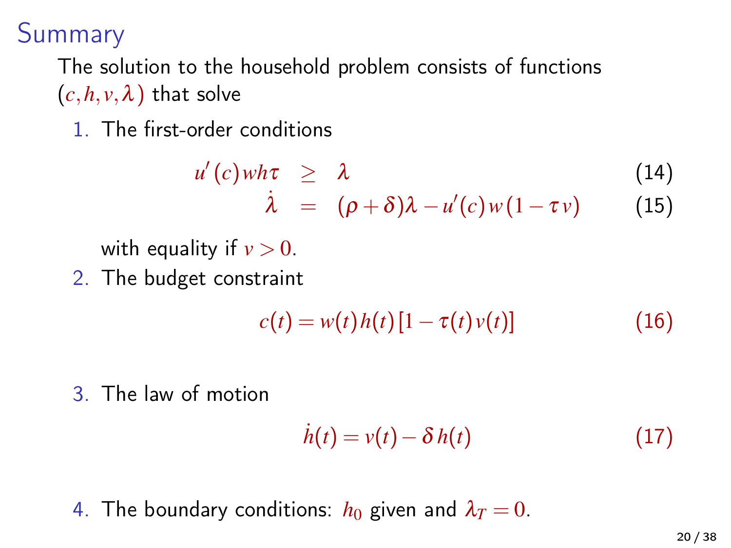# Summary

The solution to the household problem consists of functions $(c, h, v, \lambda)$ that solve

1. The first-order conditions

$$
\begin{aligned}
u'(c) w h \tau &\geq \lambda & (14) \\
\dot{\lambda} &= (\rho + \delta)\lambda - u'(c) w (1 - \tau v) & (15)
\end{aligned}
$$

   with equality if $v > 0$.

2. The budget constraint

$$
c(t) = w(t) h(t) [1 - \tau(t) v(t)] \quad (16)
$$

3. The law of motion

$$
\dot{h}(t) = v(t) - \delta h(t) \quad (17)
$$

4. The boundary conditions: $h_0$ given and $\lambda_T = 0$.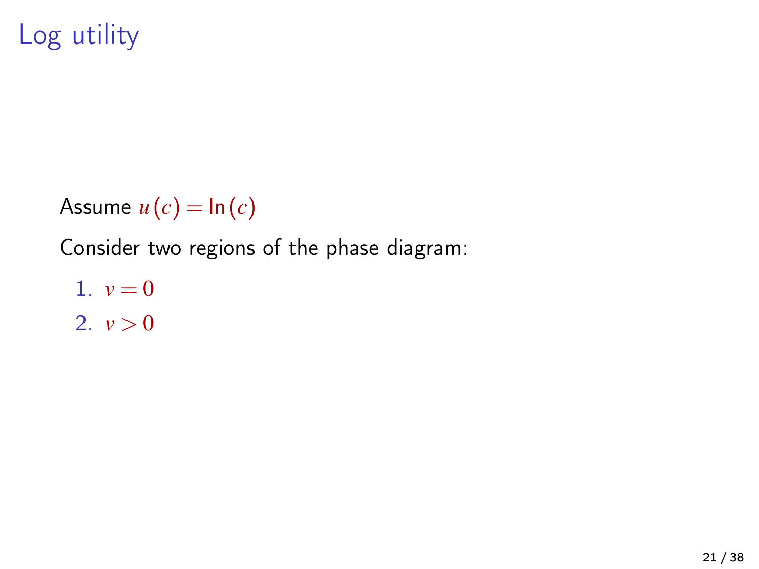# Log utility

Assume $u(c) = \ln(c)$

Consider two regions of the phase diagram:

1. $v = 0$
2. $v > 0$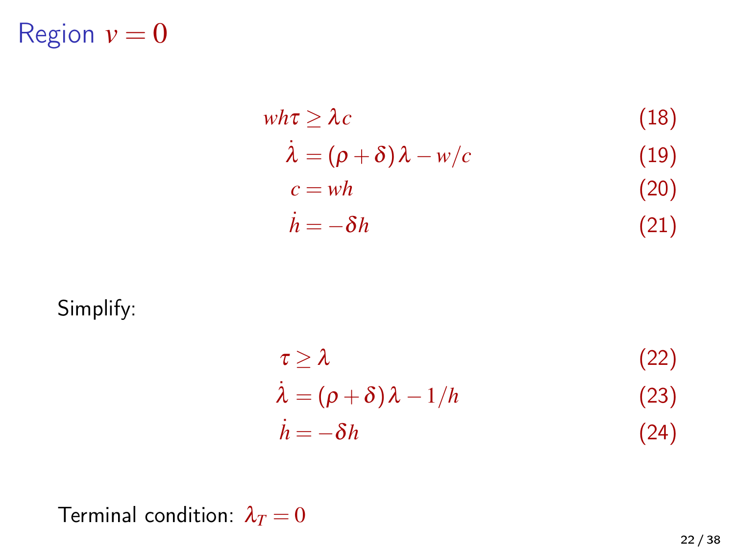# Region $v = 0$

$$wh\tau \geq \lambda c \tag{18}$$

$$\dot{\lambda} = (\rho + \delta)\lambda - w/c \tag{19}$$

$$c = wh \tag{20}$$

$$\dot{h} = -\delta h \tag{21}$$

Simplify:

$$\tau \geq \lambda \tag{22}$$

$$\dot{\lambda} = (\rho + \delta)\lambda - 1/h \tag{23}$$

$$\dot{h} = -\delta h \tag{24}$$

Terminal condition: $\lambda_T = 0$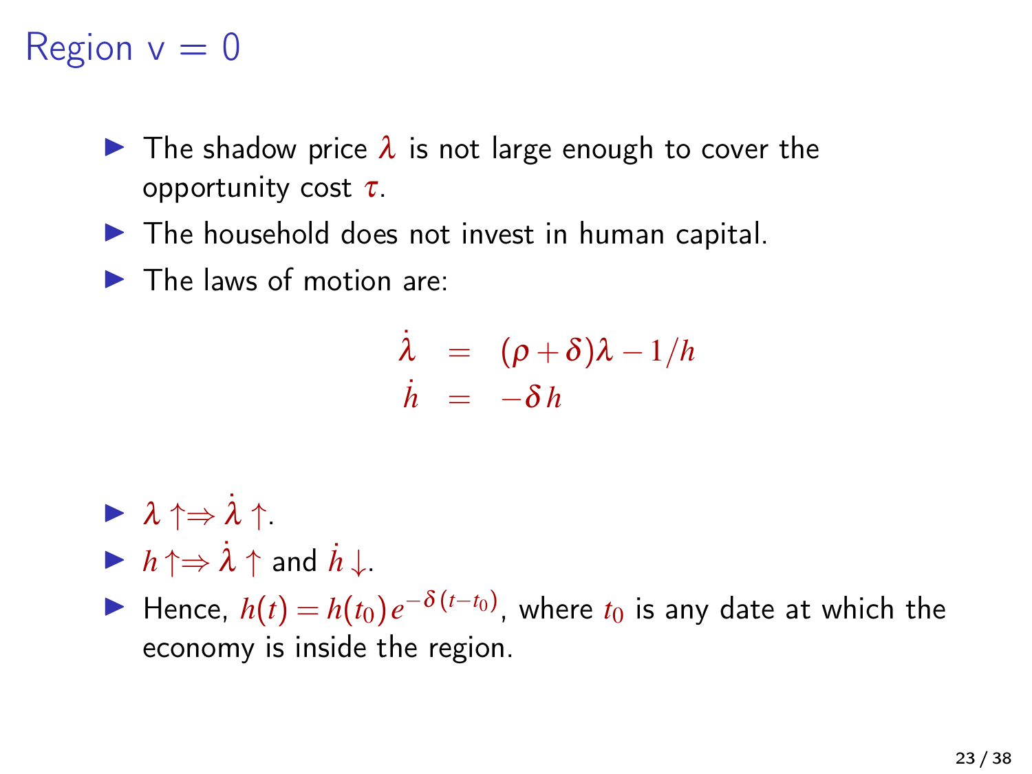# Region v = 0

- The shadow price $\lambda$ is not large enough to cover the opportunity cost $\tau$.
- The household does not invest in human capital.
- The laws of motion are:

$$
\begin{aligned}
\dot{\lambda} &= (\rho + \delta)\lambda - 1/h \\
\dot{h} &= -\delta h
\end{aligned}
$$

- $\lambda \uparrow \Rightarrow \dot{\lambda} \uparrow$.
- $h \uparrow \Rightarrow \dot{\lambda} \uparrow$ and $\dot{h} \downarrow$.
- Hence, $h(t) = h(t_0)e^{-\delta(t-t_0)}$, where $t_0$ is any date at which the economy is inside the region.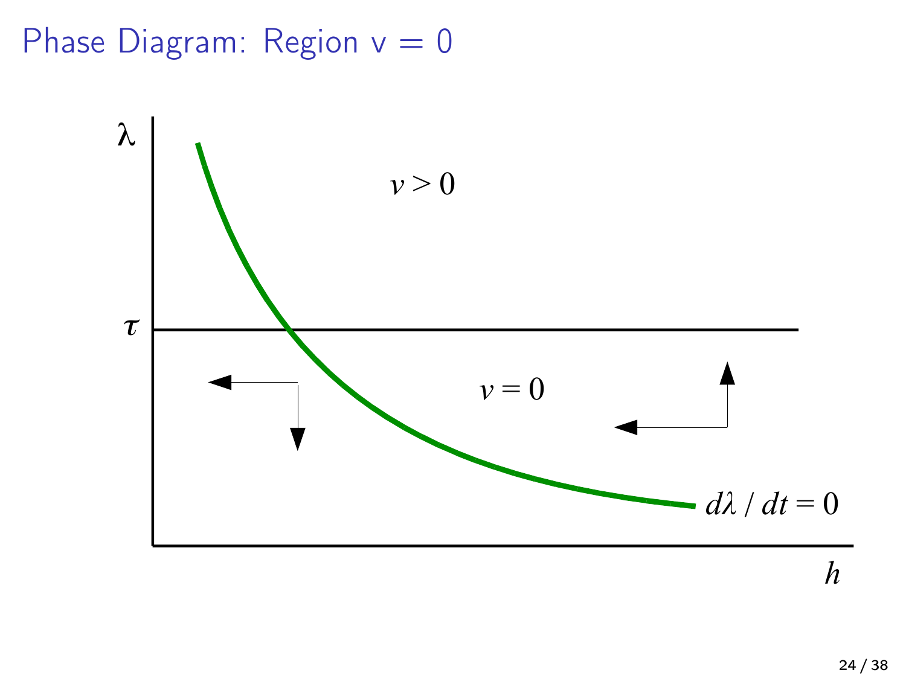# Phase Diagram: Region v = 0

$\lambda$

$\tau$

$v > 0$

$v = 0$

$d\lambda / dt = 0$

$h$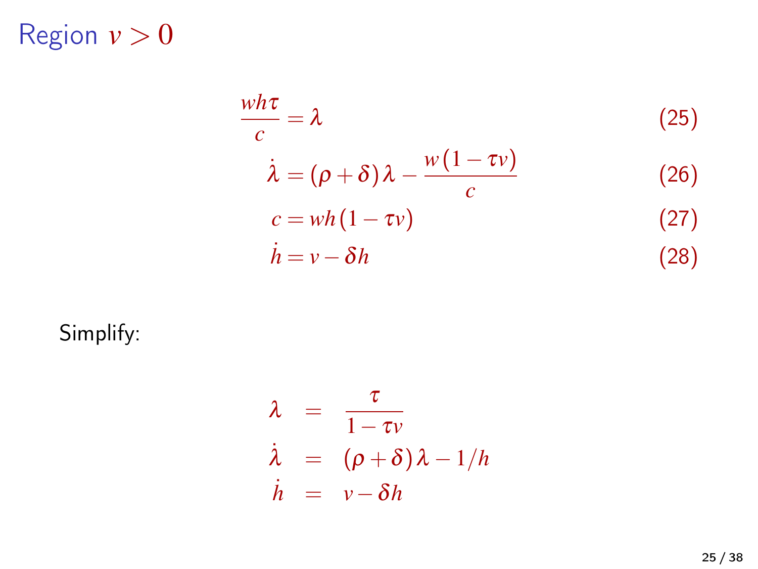# Region $v > 0$

$$\frac{wh\tau}{c} = \lambda \tag{25}$$

$$\dot{\lambda} = (\rho + \delta)\lambda - \frac{w(1 - \tau v)}{c} \tag{26}$$

$$c = wh(1 - \tau v) \tag{27}$$

$$\dot{h} = v - \delta h \tag{28}$$

Simplify:

$$\begin{aligned}
\lambda &= \frac{\tau}{1 - \tau v} \\
\dot{\lambda} &= (\rho + \delta)\lambda - 1/h \\
\dot{h} &= v - \delta h
\end{aligned}$$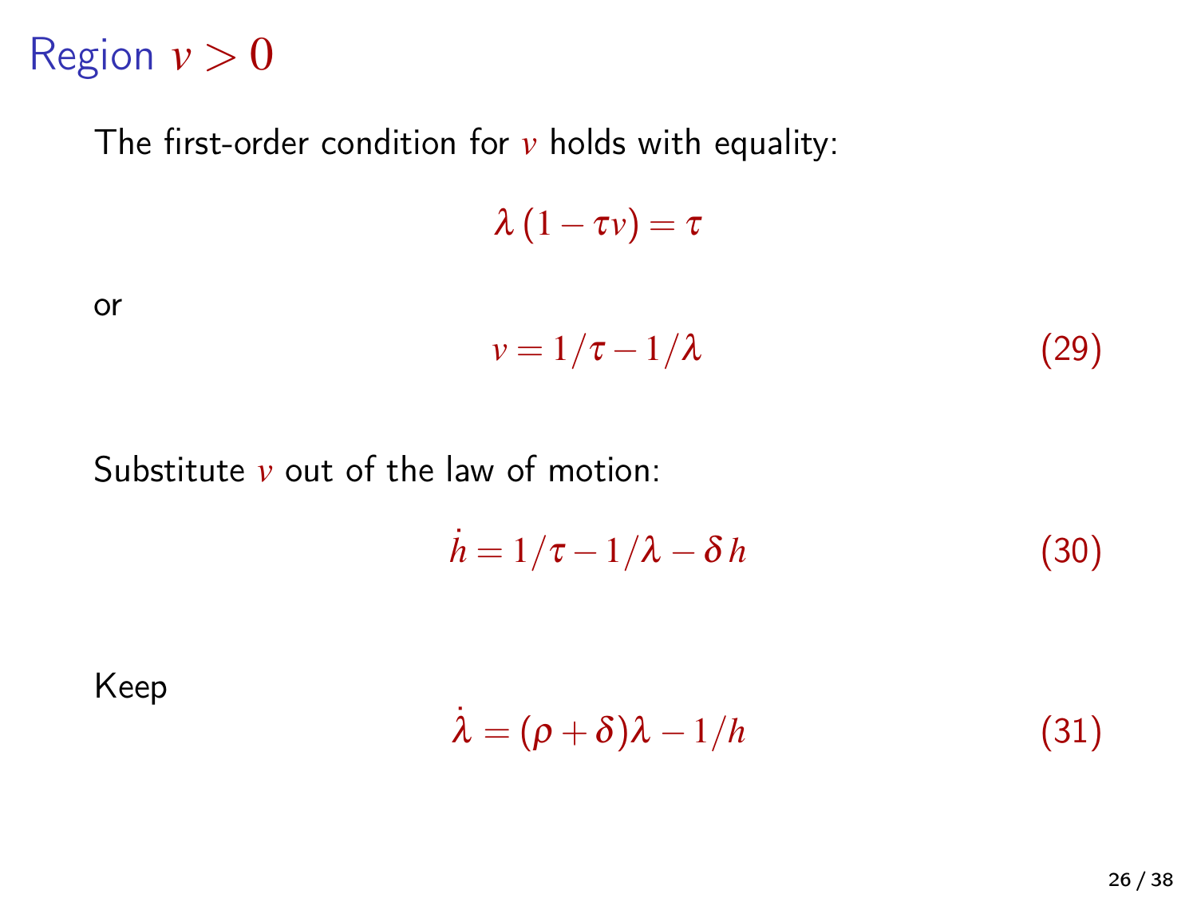# Region $v > 0$

The first-order condition for $v$ holds with equality:

$$\lambda\,(1 - \tau v) = \tau$$

or

$$v = 1/\tau - 1/\lambda \tag{29}$$

Substitute $v$ out of the law of motion:

$$\dot{h} = 1/\tau - 1/\lambda - \delta\, h \tag{30}$$

Keep

$$\dot{\lambda} = (\rho + \delta)\lambda - 1/h \tag{31}$$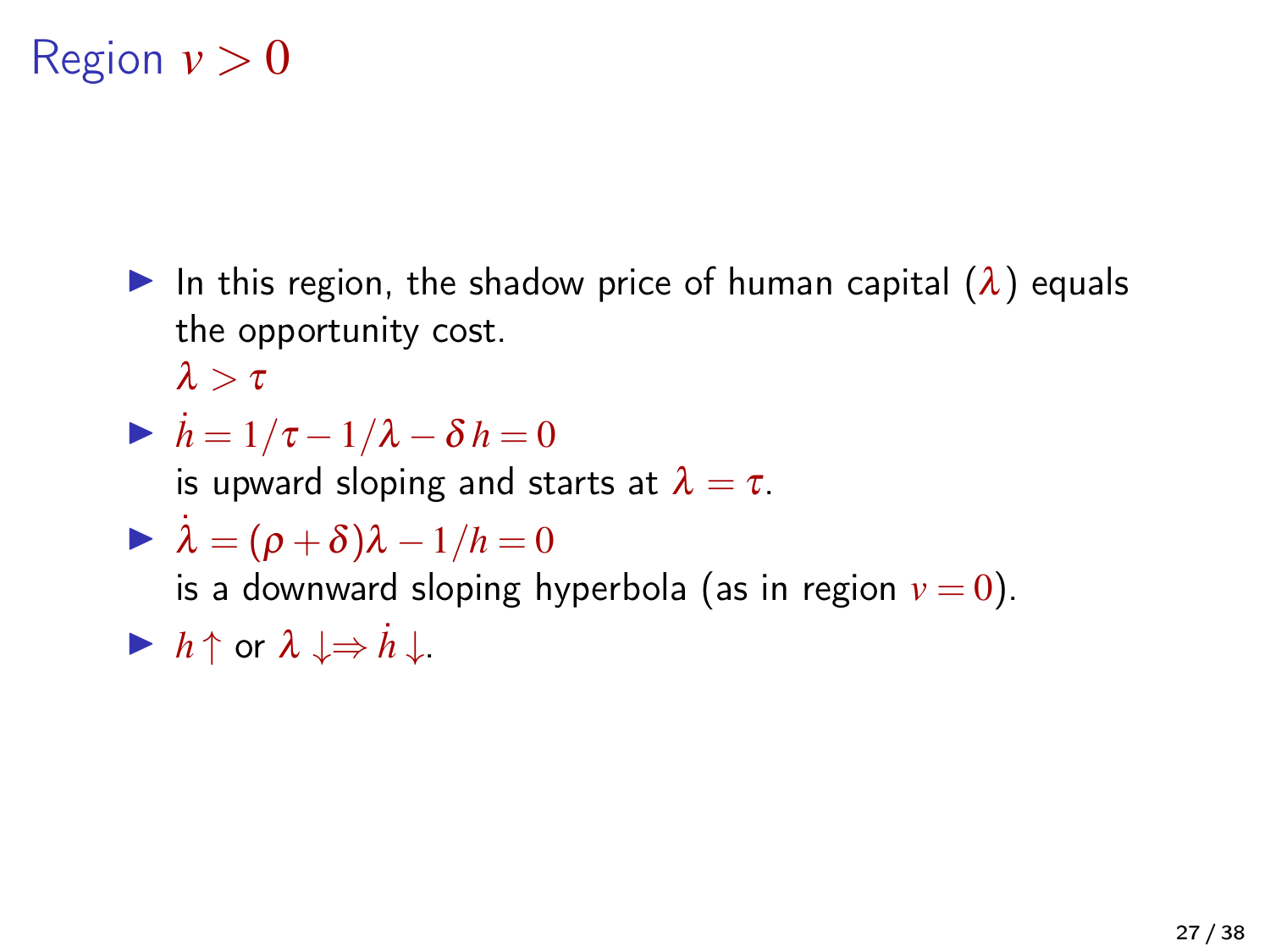# Region $v > 0$

- In this region, the shadow price of human capital ($\lambda$) equals the opportunity cost.
  $\lambda > \tau$
- $\dot{h} = 1/\tau - 1/\lambda - \delta h = 0$
  is upward sloping and starts at $\lambda = \tau$.
- $\dot{\lambda} = (\rho + \delta)\lambda - 1/h = 0$
  is a downward sloping hyperbola (as in region $v = 0$).
- $h \uparrow$ or $\lambda \downarrow \Rightarrow \dot{h} \downarrow$.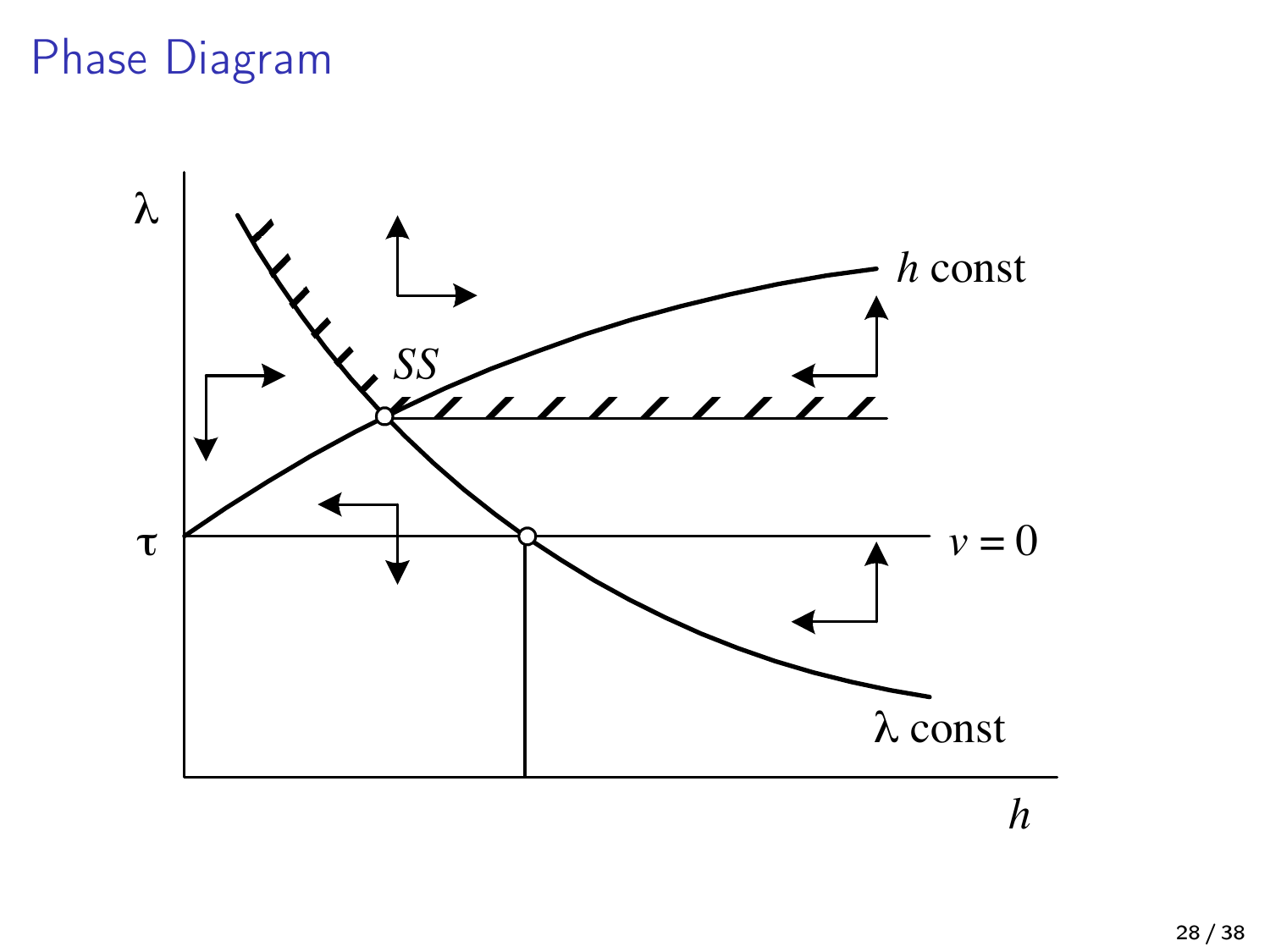# Phase Diagram

$\lambda$

$h$ const

$SS$

$\tau$

$v = 0$

$\lambda$ const

$h$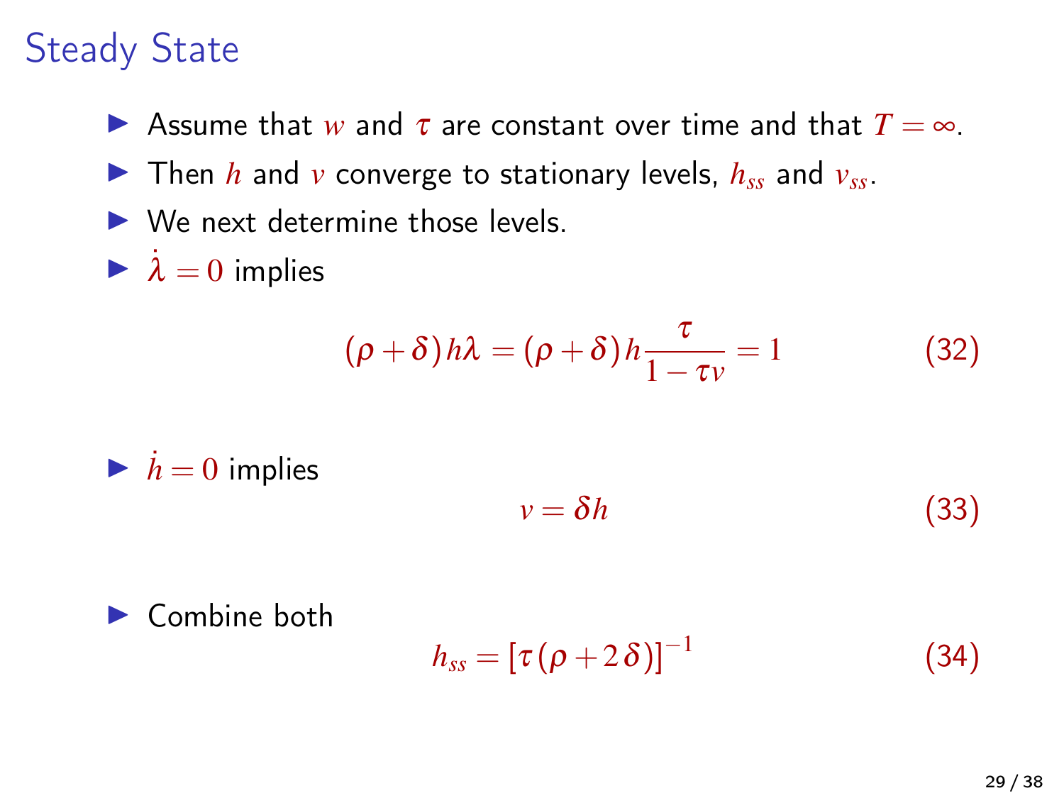# Steady State

- Assume that $w$ and $\tau$ are constant over time and that $T = \infty$.
- Then $h$ and $v$ converge to stationary levels, $h_{ss}$ and $v_{ss}$.
- We next determine those levels.
- $\dot{\lambda} = 0$ implies

$$(\rho + \delta) h \lambda = (\rho + \delta) h \frac{\tau}{1 - \tau v} = 1 \tag{32}$$

- $\dot{h} = 0$ implies

$$v = \delta h \tag{33}$$

- Combine both

$$h_{ss} = [\tau (\rho + 2\delta)]^{-1} \tag{34}$$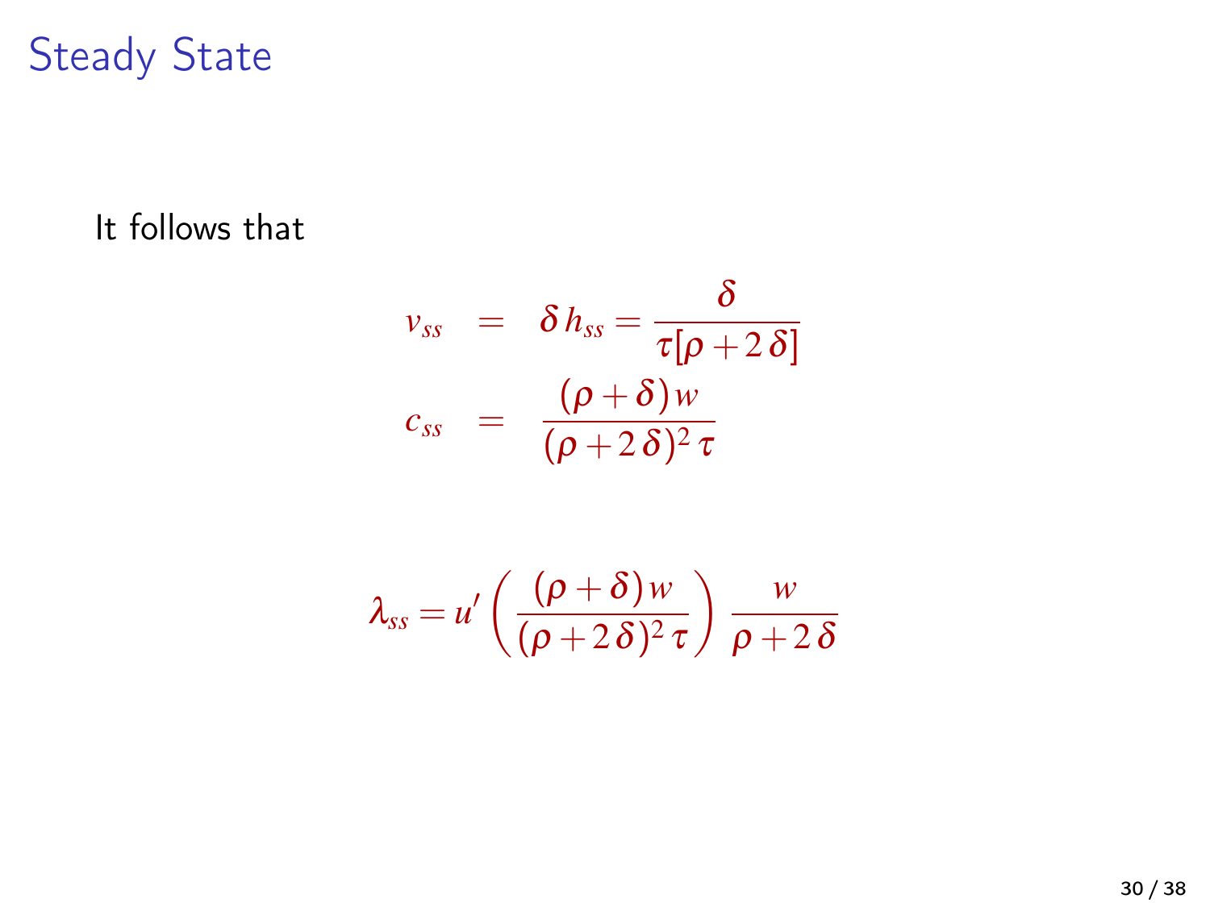# Steady State

It follows that

$$
\begin{aligned}
v_{ss} &= \delta \, h_{ss} = \frac{\delta}{\tau[\rho + 2\,\delta]} \\
c_{ss} &= \frac{(\rho + \delta)\, w}{(\rho + 2\,\delta)^2\, \tau}
\end{aligned}
$$

$$
\lambda_{ss} = u'\left( \frac{(\rho + \delta)\, w}{(\rho + 2\,\delta)^2\, \tau} \right) \frac{w}{\rho + 2\,\delta}
$$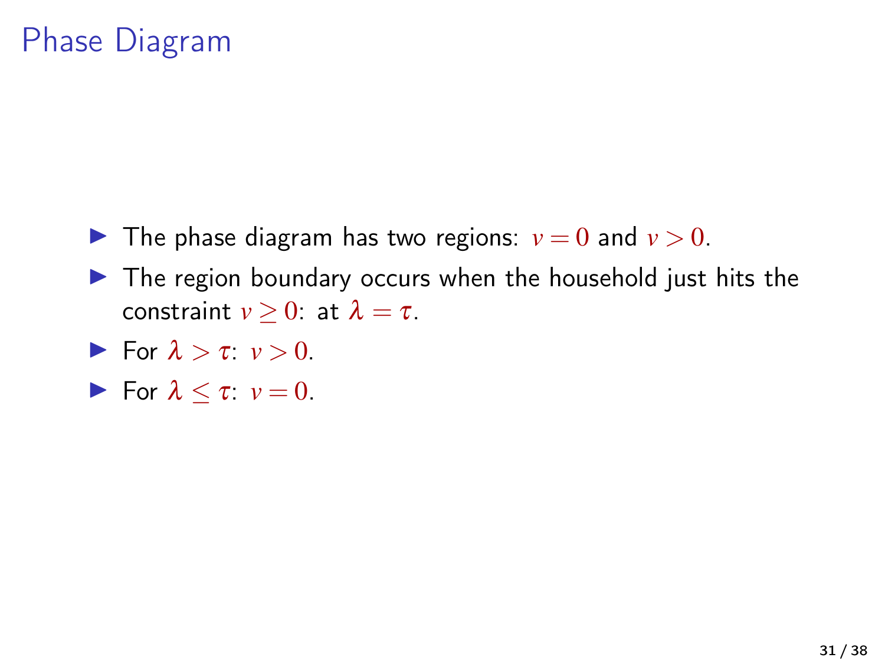# Phase Diagram

- The phase diagram has two regions: $v = 0$ and $v > 0$.
- The region boundary occurs when the household just hits the constraint $v \geq 0$: at $\lambda = \tau$.
- For $\lambda > \tau$: $v > 0$.
- For $\lambda \leq \tau$: $v = 0$.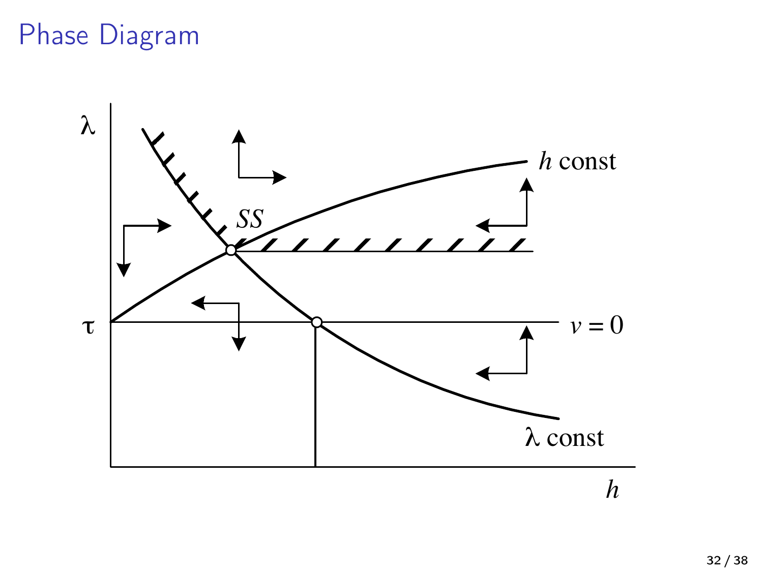# Phase Diagram

$\lambda$

$h$ const

$SS$

$\tau$

$v = 0$

$\lambda$ const

$h$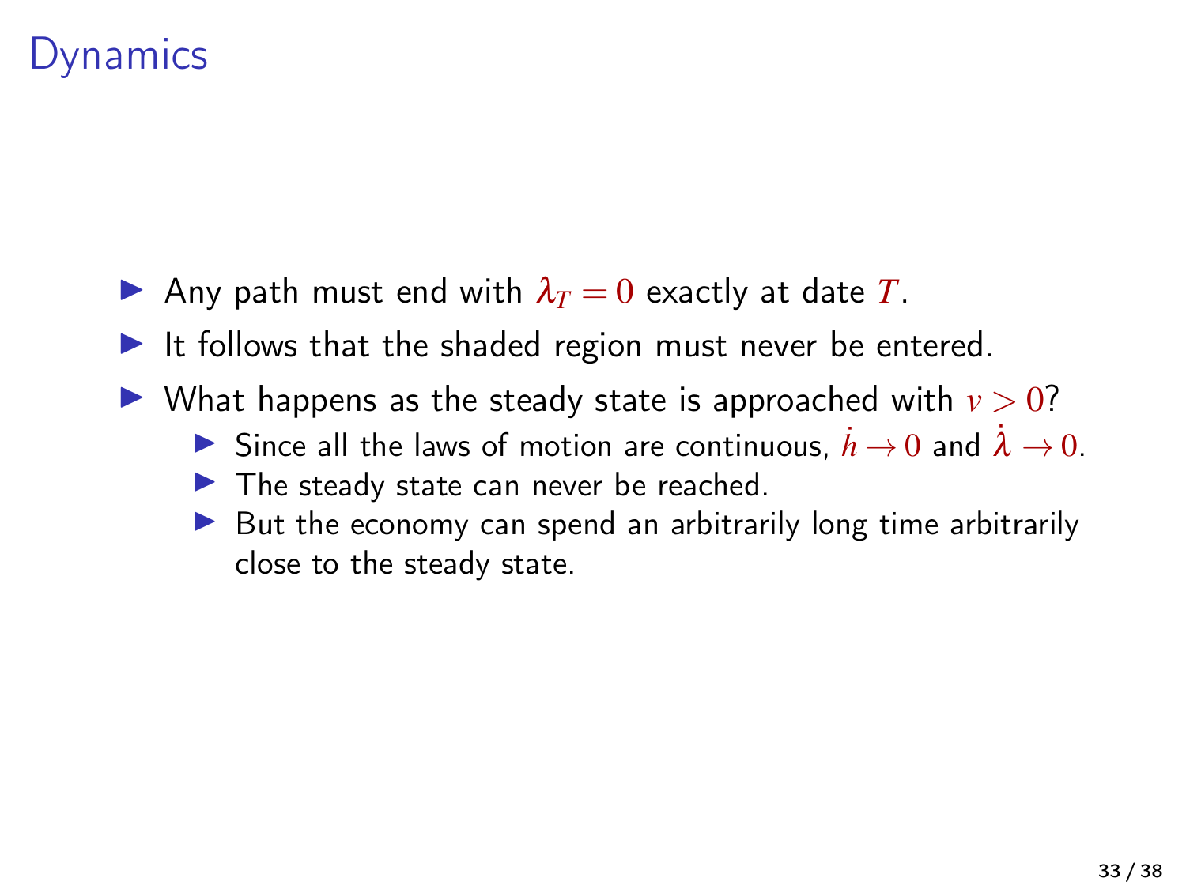# Dynamics

- Any path must end with $\lambda_T = 0$ exactly at date $T$.
- It follows that the shaded region must never be entered.
- What happens as the steady state is approached with $v > 0$?
  - Since all the laws of motion are continuous, $\dot{h} \to 0$ and $\dot{\lambda} \to 0$.
  - The steady state can never be reached.
  - But the economy can spend an arbitrarily long time arbitrarily close to the steady state.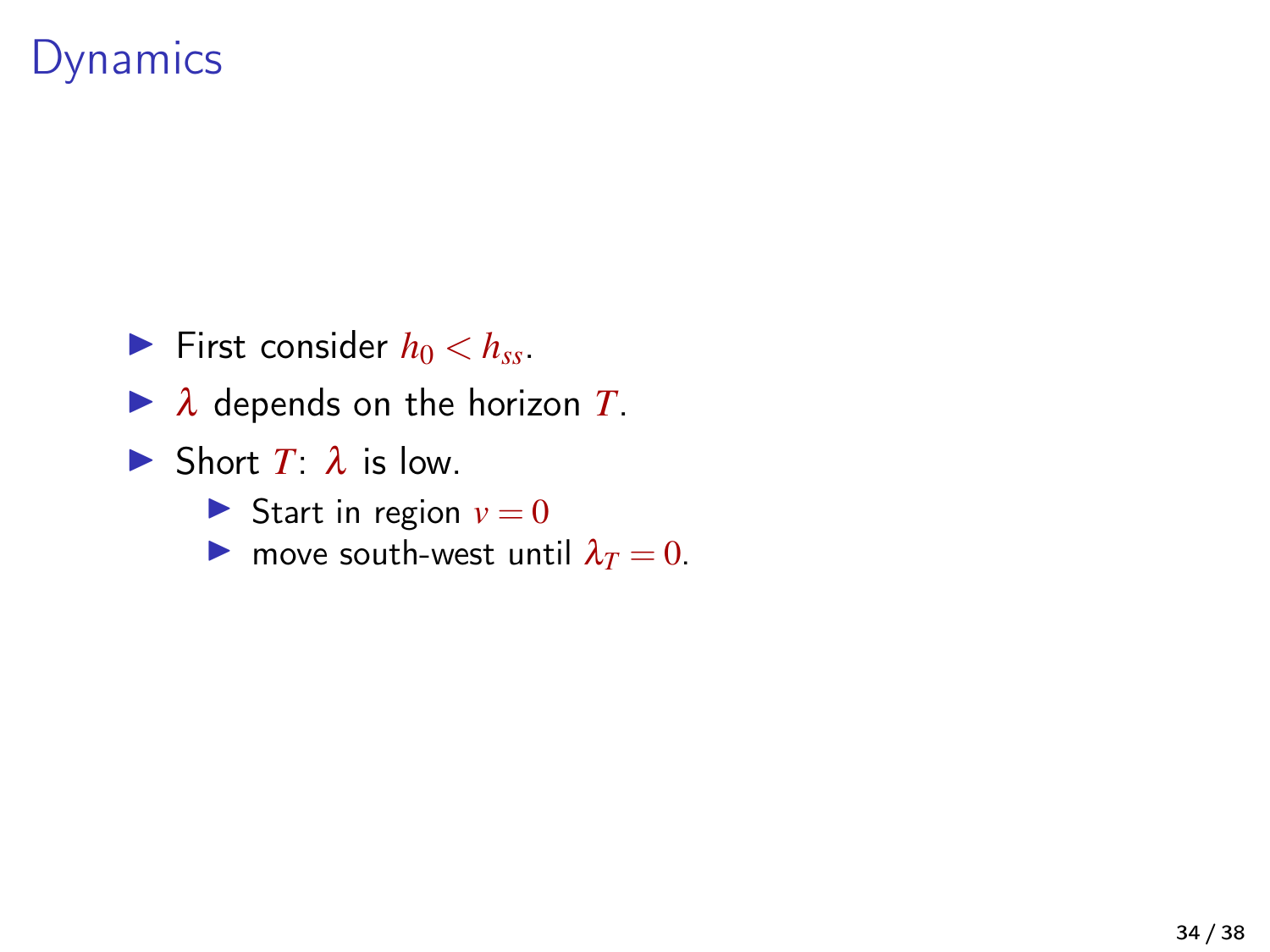# Dynamics

- First consider $h_0 < h_{ss}$.
- $\lambda$ depends on the horizon $T$.
- Short $T$: $\lambda$ is low.
  - Start in region $v = 0$
  - move south-west until $\lambda_T = 0$.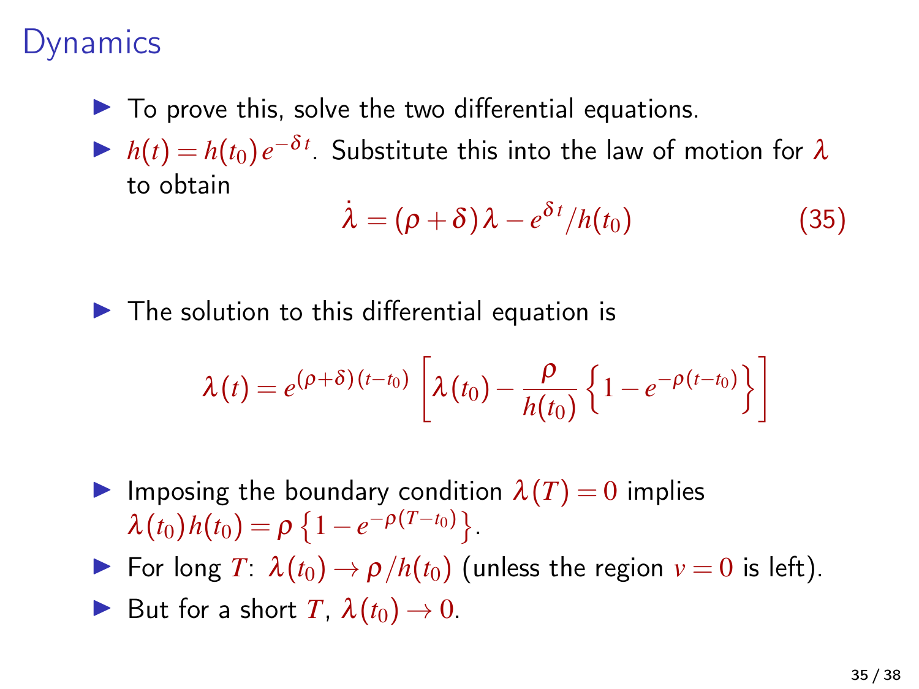# Dynamics

- To prove this, solve the two differential equations.
- $h(t) = h(t_0)\, e^{-\delta t}$. Substitute this into the law of motion for $\lambda$ to obtain

$$\dot{\lambda} = (\rho + \delta)\, \lambda - e^{\delta t} / h(t_0) \tag{35}$$

- The solution to this differential equation is

$$\lambda(t) = e^{(\rho+\delta)(t-t_0)} \left[ \lambda(t_0) - \frac{\rho}{h(t_0)} \left\{ 1 - e^{-\rho(t-t_0)} \right\} \right]$$

- Imposing the boundary condition $\lambda(T) = 0$ implies $\lambda(t_0)\, h(t_0) = \rho \left\{ 1 - e^{-\rho(T-t_0)} \right\}$.
- For long $T$: $\lambda(t_0) \to \rho / h(t_0)$ (unless the region $v = 0$ is left).
- But for a short $T$, $\lambda(t_0) \to 0$.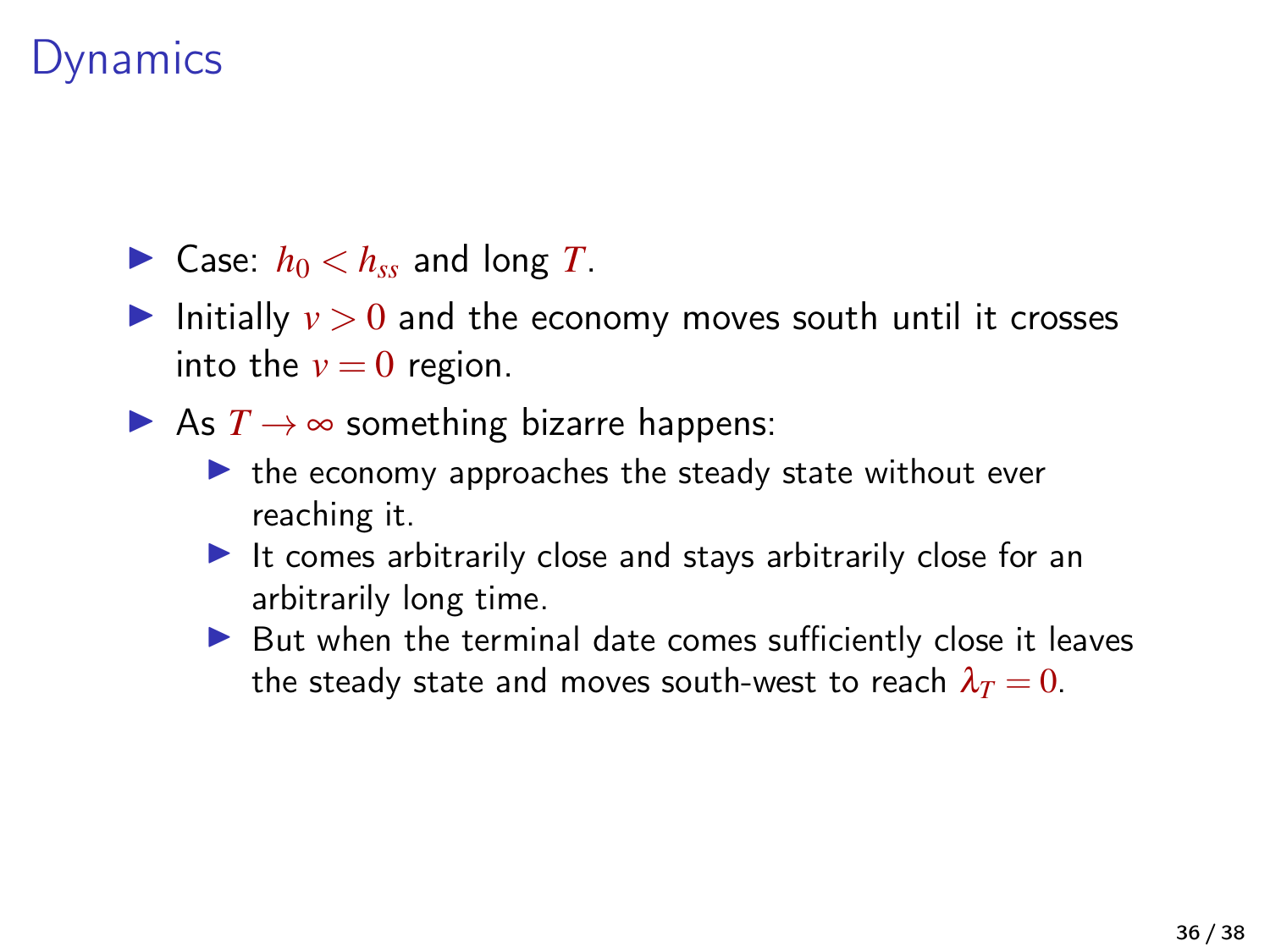# Dynamics

- Case: $h_0 < h_{ss}$ and long $T$.
- Initially $v > 0$ and the economy moves south until it crosses into the $v = 0$ region.
- As $T \to \infty$ something bizarre happens:
  - the economy approaches the steady state without ever reaching it.
  - It comes arbitrarily close and stays arbitrarily close for an arbitrarily long time.
  - But when the terminal date comes sufficiently close it leaves the steady state and moves south-west to reach $\lambda_T = 0$.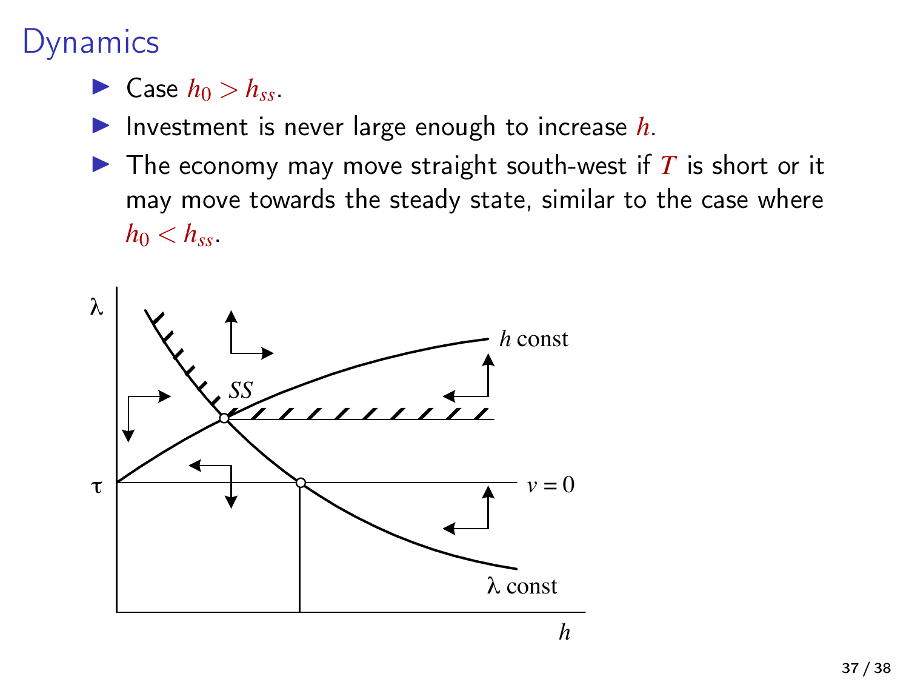# Dynamics

- Case $h_0 > h_{ss}$.
- Investment is never large enough to increase $h$.
- The economy may move straight south-west if $T$ is short or it may move towards the steady state, similar to the case where $h_0 < h_{ss}$.

λ

h const

SS

τ

$v = 0$

λ const

h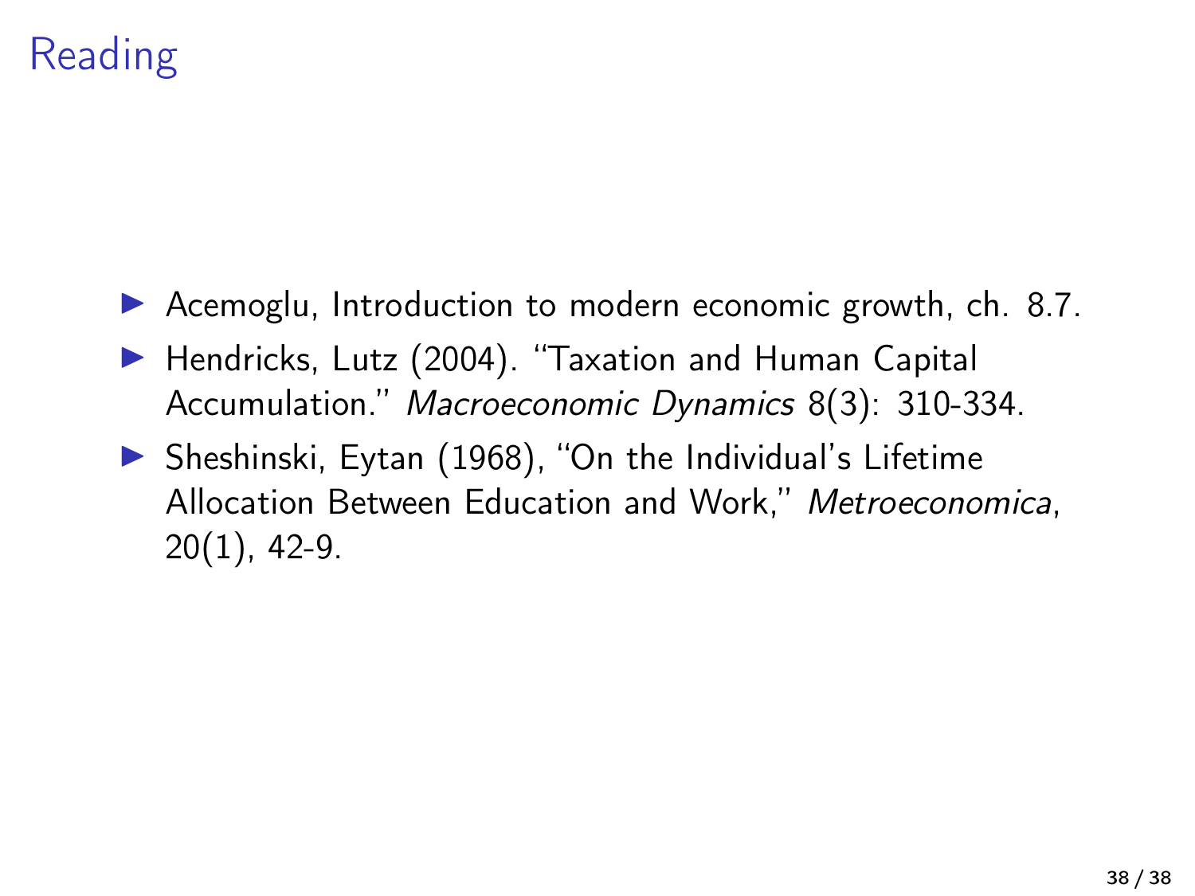# Reading

- Acemoglu, Introduction to modern economic growth, ch. 8.7.
- Hendricks, Lutz (2004). "Taxation and Human Capital Accumulation." *Macroeconomic Dynamics* 8(3): 310-334.
- Sheshinski, Eytan (1968), "On the Individual's Lifetime Allocation Between Education and Work," *Metroeconomica*, 20(1), 42-9.